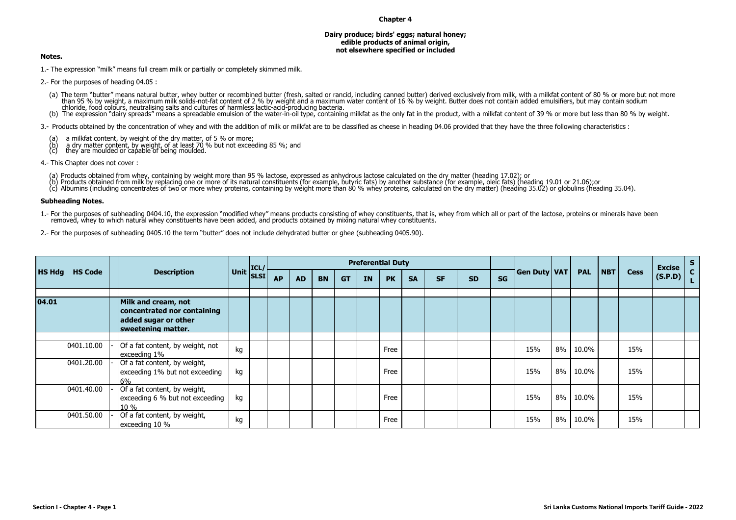# Chapter 4

## Dairy produce; birds' eggs; natural honey; edible products of animal origin, not elsewhere specified or included

**Notes.**

1.- The expression "milk" means full cream milk or partially or completely skimmed milk.

2.- For the purposes of heading 04.05 :

(a) The term "butter" means natural butter, whey butter or recombined butter (fresh, salted or rancid, including canned butter) derived exclusively from milk, with a milkfat content of 80 % or more but not more than 95 % by weight, a maximum milk solids-not-fat content of 2 % by weight and a maximum water content of 16 % by weight. Butter does not contain added emulsifiers, but may contain sodium chloride, food colours, neutralising salts and cultures of harmless lactic-acid-producing bacteria.

(b) The expression "dairy spreads" means a spreadable emulsion of the water-in-oil type, containing milkfat as the only fat in the product, with a milkfat content of 39 % or more but less than 80 % by weight.

3.- Products obtained by the concentration of whey and with the addition of milk or milkfat are to be classified as cheese in heading 04.06 provided that they have the three following characteristics :

(a) a milkfat content, by weight of the dry matter, of 5 % or more;
(b) a dry matter content, by weight, of at least 70 % but not exceeding 85 %; and
(c) they are moulded or capable of being moulded.

4.- This Chapter does not cover :

(a) Products obtained from whey, containing by weight more than 95 % lactose, expressed as anhydrous lactose calculated on the dry matter (heading 17.02); or
(b) Products obtained from milk by replacing one or more of its natural constituents (for example, butyric fats) by another substance (for example, oleic fats) (heading 19.01 or 21.06);or
(c) Albumins (including concentrates of two or more whey proteins, containing by weight more than 80 % whey proteins, calculated on the dry matter) (heading 35.02) or globulins (heading 35.04).

**Subheading Notes.**

1.- For the purposes of subheading 0404.10, the expression "modified whey" means products consisting of whey constituents, that is, whey from which all or part of the lactose, proteins or minerals have been removed, whey to which natural whey constituents have been added, and products obtained by mixing natural whey constituents.

2.- For the purposes of subheading 0405.10 the term "butter" does not include dehydrated butter or ghee (subheading 0405.90).

| HS Hdg | HS Code | | Description | Unit | ICL/ SLSI | Preferential Duty | | | | | | | | | | Gen Duty | VAT | PAL | NBT | Cess | Excise (S.P.D) | SCL |
|---|---|---|---|---|---|---|---|---|---|---|---|---|---|---|---|---|---|---|---|---|---|---|
| | | | | | | AP | AD | BN | GT | IN | PK | SA | SF | SD | SG | | | | | | | |
| 04.01 | | | **Milk and cream, not concentrated nor containing added sugar or other sweetening matter.** | | | | | | | | | | | | | | | | | | | |
| | 0401.10.00 | - | Of a fat content, by weight, not exceeding 1% | kg | | | | | | | Free | | | | | 15% | 8% | 10.0% | | 15% | | |
| | 0401.20.00 | - | Of a fat content, by weight, exceeding 1% but not exceeding 6% | kg | | | | | | | Free | | | | | 15% | 8% | 10.0% | | 15% | | |
| | 0401.40.00 | - | Of a fat content, by weight, exceeding 6 % but not exceeding 10 % | kg | | | | | | | Free | | | | | 15% | 8% | 10.0% | | 15% | | |
| | 0401.50.00 | - | Of a fat content, by weight, exceeding 10 % | kg | | | | | | | Free | | | | | 15% | 8% | 10.0% | | 15% | | |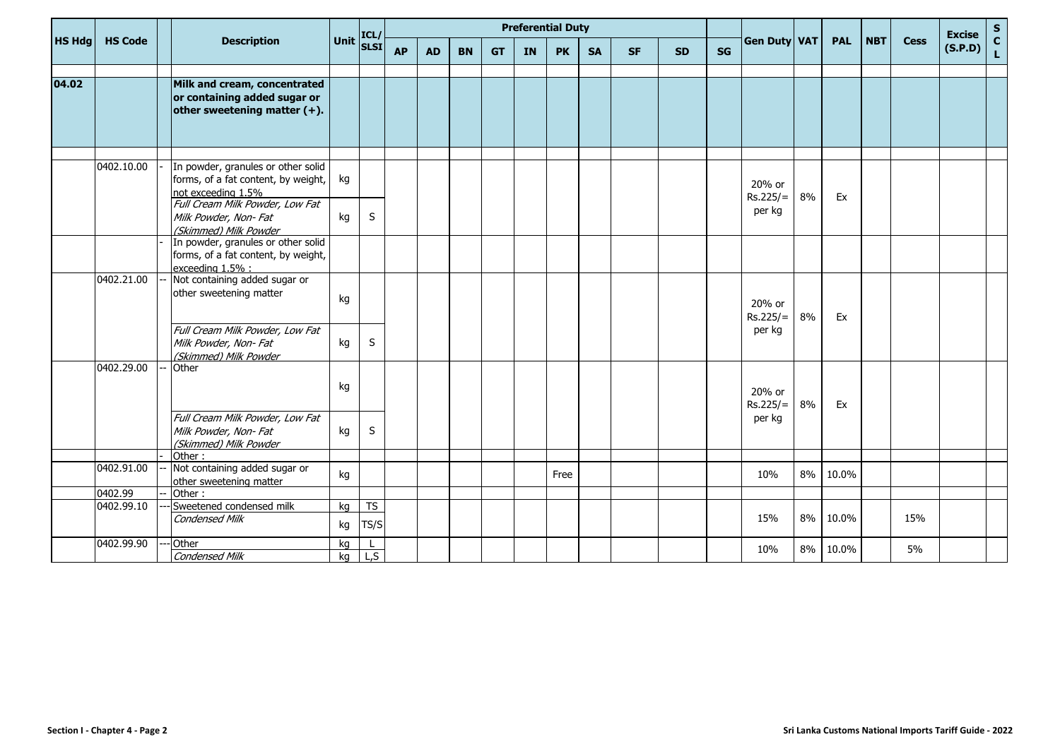| HS Hdg | HS Code | | Description | Unit | ICL/ SLSI | Preferential Duty | | | | | | | | | | Gen Duty | VAT | PAL | NBT | Cess | Excise (S.P.D) | S C L |
|---|---|---|---|---|---|---|---|---|---|---|---|---|---|---|---|---|---|---|---|---|---|---|
| | | | | | | AP | AD | BN | GT | IN | PK | SA | SF | SD | SG | | | | | | | |
| 04.02 | | | **Milk and cream, concentrated or containing added sugar or other sweetening matter (+).** | | | | | | | | | | | | | | | | | | | |
| | 0402.10.00 | - | In powder, granules or other solid forms, of a fat content, by weight, not exceeding 1.5% | kg | | | | | | | | | | | | 20% or Rs.225/= per kg | 8% | Ex | | | | |
| | | | *Full Cream Milk Powder, Low Fat Milk Powder, Non- Fat (Skimmed) Milk Powder* | kg | S | | | | | | | | | | | | | | | | | |
| | | - | In powder, granules or other solid forms, of a fat content, by weight, exceeding 1.5% : | | | | | | | | | | | | | | | | | | | |
| | 0402.21.00 | -- | Not containing added sugar or other sweetening matter | kg | | | | | | | | | | | | 20% or Rs.225/= per kg | 8% | Ex | | | | |
| | | | *Full Cream Milk Powder, Low Fat Milk Powder, Non- Fat (Skimmed) Milk Powder* | kg | S | | | | | | | | | | | | | | | | | |
| | 0402.29.00 | -- | Other | kg | | | | | | | | | | | | 20% or Rs.225/= per kg | 8% | Ex | | | | |
| | | | *Full Cream Milk Powder, Low Fat Milk Powder, Non- Fat (Skimmed) Milk Powder* | kg | S | | | | | | | | | | | | | | | | | |
| | | - | Other : | | | | | | | | | | | | | | | | | | | |
| | 0402.91.00 | -- | Not containing added sugar or other sweetening matter | kg | | | | | | | Free | | | | | 10% | 8% | 10.0% | | | | |
| | 0402.99 | -- | Other : | | | | | | | | | | | | | | | | | | | |
| | 0402.99.10 | --- | Sweetened condensed milk | kg | TS | | | | | | | | | | | 15% | 8% | 10.0% | | 15% | | |
| | | | *Condensed Milk* | kg | TS/S | | | | | | | | | | | | | | | | | |
| | 0402.99.90 | --- | Other | kg | L | | | | | | | | | | | 10% | 8% | 10.0% | | 5% | | |
| | | | *Condensed Milk* | kg | L,S | | | | | | | | | | | | | | | | | |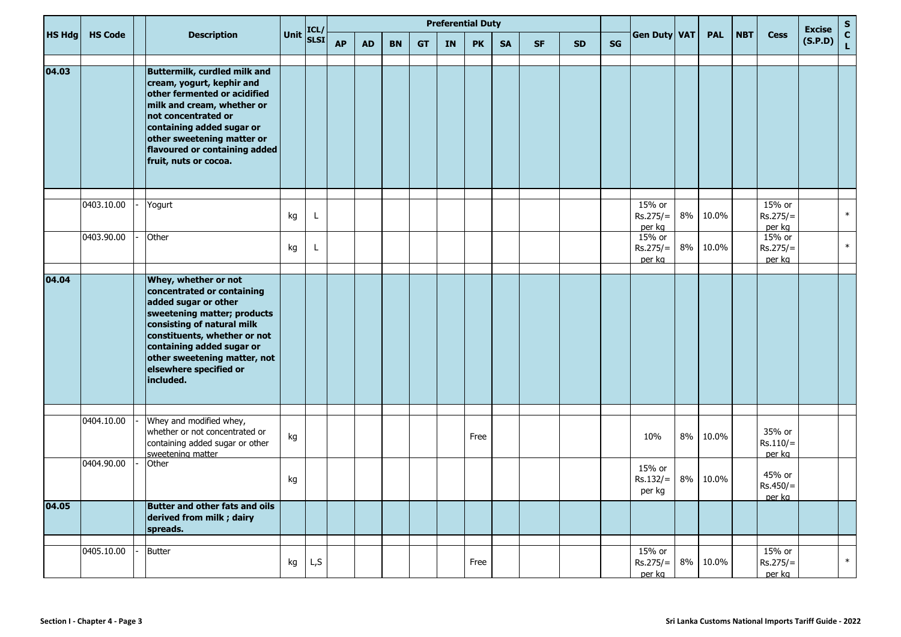| HS Hdg | HS Code | | Description | Unit | ICL/ SLSI | Preferential Duty | | | | | | | | | | Gen Duty | VAT | PAL | NBT | Cess | Excise (S.P.D) | S C L |
|---|---|---|---|---|---|---|---|---|---|---|---|---|---|---|---|---|---|---|---|---|---|---|
| | | | | | | AP | AD | BN | GT | IN | PK | SA | SF | SD | SG | | | | | | | |
| 04.03 | | | **Buttermilk, curdled milk and cream, yogurt, kephir and other fermented or acidified milk and cream, whether or not concentrated or containing added sugar or other sweetening matter or flavoured or containing added fruit, nuts or cocoa.** | | | | | | | | | | | | | | | | | | | |
| | 0403.10.00 | - | Yogurt | kg | L | | | | | | | | | | | 15% or Rs.275/= per kg | 8% | 10.0% | | 15% or Rs.275/= per kg | | * |
| | 0403.90.00 | - | Other | kg | L | | | | | | | | | | | 15% or Rs.275/= per kg | 8% | 10.0% | | 15% or Rs.275/= per kg | | * |
| 04.04 | | | **Whey, whether or not concentrated or containing added sugar or other sweetening matter; products consisting of natural milk constituents, whether or not containing added sugar or other sweetening matter, not elsewhere specified or included.** | | | | | | | | | | | | | | | | | | | |
| | 0404.10.00 | - | Whey and modified whey, whether or not concentrated or containing added sugar or other sweetening matter | kg | | | | | | | Free | | | | | 10% | 8% | 10.0% | | 35% or Rs.110/= per kg | | |
| | 0404.90.00 | - | Other | kg | | | | | | | | | | | | 15% or Rs.132/= per kg | 8% | 10.0% | | 45% or Rs.450/= per kg | | |
| 04.05 | | | **Butter and other fats and oils derived from milk ; dairy spreads.** | | | | | | | | | | | | | | | | | | | |
| | 0405.10.00 | - | Butter | kg | L,S | | | | | | Free | | | | | 15% or Rs.275/= per kg | 8% | 10.0% | | 15% or Rs.275/= per kg | | * |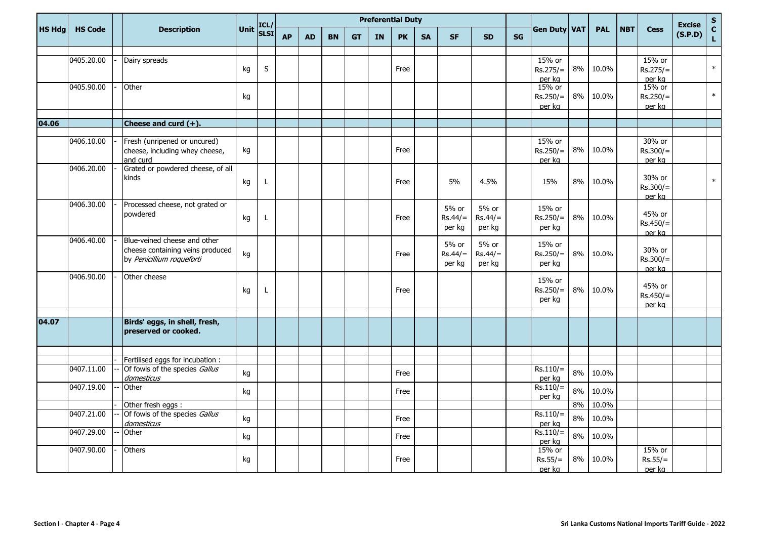| HS Hdg | HS Code | | Description | Unit | ICL/ SLSI | Preferential Duty | | | | | | | | | | Gen Duty | VAT | PAL | NBT | Cess | Excise (S.P.D) | S C L |
|---|---|---|---|---|---|---|---|---|---|---|---|---|---|---|---|---|---|---|---|---|---|---|
| | | | | | | AP | AD | BN | GT | IN | PK | SA | SF | SD | SG | | | | | | | |
| | 0405.20.00 | - | Dairy spreads | kg | S | | | | | | Free | | | | | 15% or Rs.275/= per kg | 8% | 10.0% | | 15% or Rs.275/= per kg | | * |
| | 0405.90.00 | - | Other | kg | | | | | | | | | | | | 15% or Rs.250/= per kg | 8% | 10.0% | | 15% or Rs.250/= per kg | | * |
| **04.06** | | | **Cheese and curd (+).** | | | | | | | | | | | | | | | | | | | |
| | 0406.10.00 | - | Fresh (unripened or uncured) cheese, including whey cheese, and curd | kg | | | | | | | Free | | | | | 15% or Rs.250/= per kg | 8% | 10.0% | | 30% or Rs.300/= per kg | | |
| | 0406.20.00 | - | Grated or powdered cheese, of all kinds | kg | L | | | | | | Free | | 5% | 4.5% | | 15% | 8% | 10.0% | | 30% or Rs.300/= per kg | | * |
| | 0406.30.00 | - | Processed cheese, not grated or powdered | kg | L | | | | | | Free | | 5% or Rs.44/= per kg | 5% or Rs.44/= per kg | | 15% or Rs.250/= per kg | 8% | 10.0% | | 45% or Rs.450/= per kg | | |
| | 0406.40.00 | - | Blue-veined cheese and other cheese containing veins produced by *Penicillium roqueforti* | kg | | | | | | | Free | | 5% or Rs.44/= per kg | 5% or Rs.44/= per kg | | 15% or Rs.250/= per kg | 8% | 10.0% | | 30% or Rs.300/= per kg | | |
| | 0406.90.00 | - | Other cheese | kg | L | | | | | | Free | | | | | 15% or Rs.250/= per kg | 8% | 10.0% | | 45% or Rs.450/= per kg | | |
| **04.07** | | | **Birds' eggs, in shell, fresh, preserved or cooked.** | | | | | | | | | | | | | | | | | | | |
| | | - | Fertilised eggs for incubation : | | | | | | | | | | | | | | | | | | | |
| | 0407.11.00 | -- | Of fowls of the species *Gallus domesticus* | kg | | | | | | | Free | | | | | Rs.110/= per kg | 8% | 10.0% | | | | |
| | 0407.19.00 | -- | Other | kg | | | | | | | Free | | | | | Rs.110/= per kg | 8% | 10.0% | | | | |
| | | - | Other fresh eggs : | | | | | | | | | | | | | | 8% | 10.0% | | | | |
| | 0407.21.00 | -- | Of fowls of the species *Gallus domesticus* | kg | | | | | | | Free | | | | | Rs.110/= per kg | 8% | 10.0% | | | | |
| | 0407.29.00 | -- | Other | kg | | | | | | | Free | | | | | Rs.110/= per kg | 8% | 10.0% | | | | |
| | 0407.90.00 | - | Others | kg | | | | | | | Free | | | | | 15% or Rs.55/= per kg | 8% | 10.0% | | 15% or Rs.55/= per kg | | |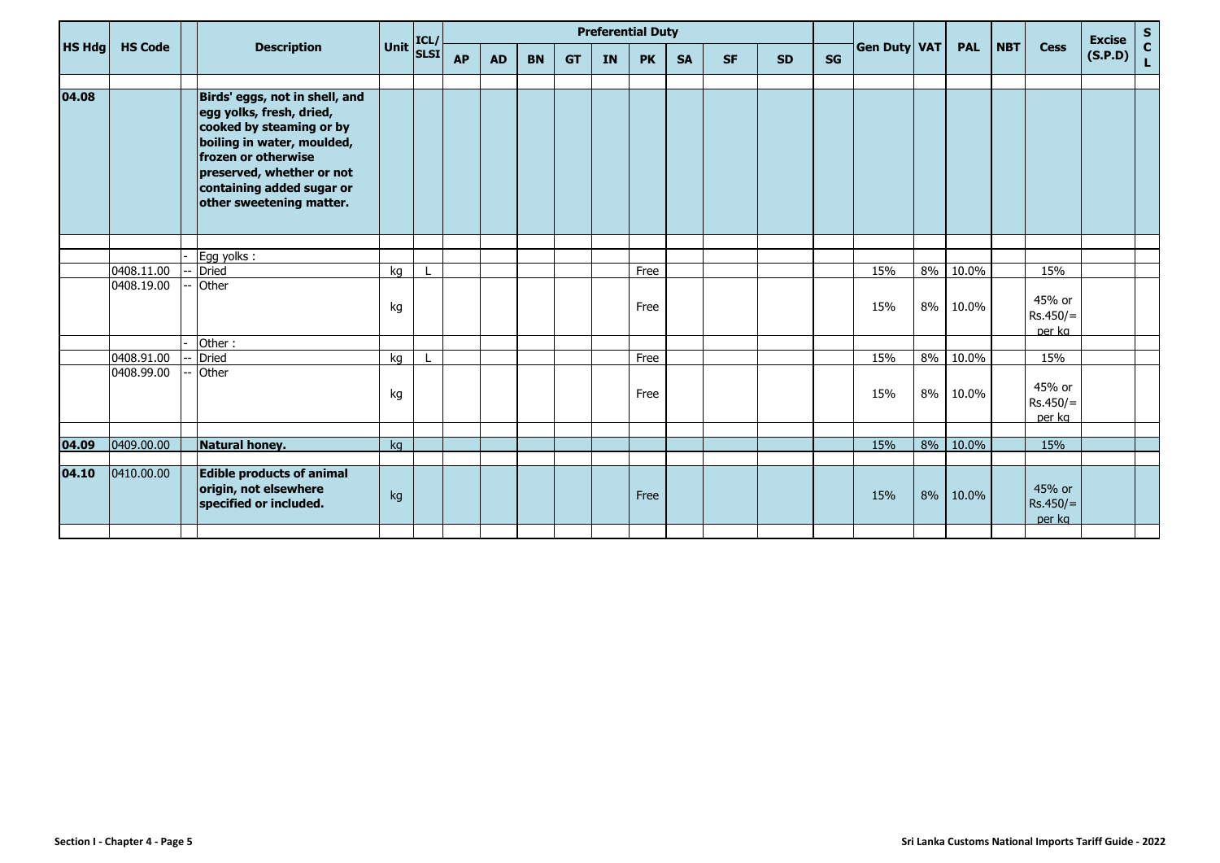| HS Hdg | HS Code | | Description | Unit | ICL/ SLSI | Preferential Duty | | | | | | | | | | Gen Duty | VAT | PAL | NBT | Cess | Excise (S.P.D) | SCL |
|---|---|---|---|---|---|---|---|---|---|---|---|---|---|---|---|---|---|---|---|---|---|---|
| | | | | | | AP | AD | BN | GT | IN | PK | SA | SF | SD | SG | | | | | | | |
| 04.08 | | | **Birds' eggs, not in shell, and egg yolks, fresh, dried, cooked by steaming or by boiling in water, moulded, frozen or otherwise preserved, whether or not containing added sugar or other sweetening matter.** | | | | | | | | | | | | | | | | | | | |
| | | - | Egg yolks : | | | | | | | | | | | | | | | | | | | |
| | 0408.11.00 | -- | Dried | kg | L | | | | | | Free | | | | | 15% | 8% | 10.0% | | 15% | | |
| | 0408.19.00 | -- | Other | kg | | | | | | | Free | | | | | 15% | 8% | 10.0% | | 45% or Rs.450/= per kg | | |
| | | - | Other : | | | | | | | | | | | | | | | | | | | |
| | 0408.91.00 | -- | Dried | kg | L | | | | | | Free | | | | | 15% | 8% | 10.0% | | 15% | | |
| | 0408.99.00 | -- | Other | kg | | | | | | | Free | | | | | 15% | 8% | 10.0% | | 45% or Rs.450/= per kg | | |
| 04.09 | 0409.00.00 | | **Natural honey.** | kg | | | | | | | | | | | | 15% | 8% | 10.0% | | 15% | | |
| 04.10 | 0410.00.00 | | **Edible products of animal origin, not elsewhere specified or included.** | kg | | | | | | | Free | | | | | 15% | 8% | 10.0% | | 45% or Rs.450/= per kg | | |